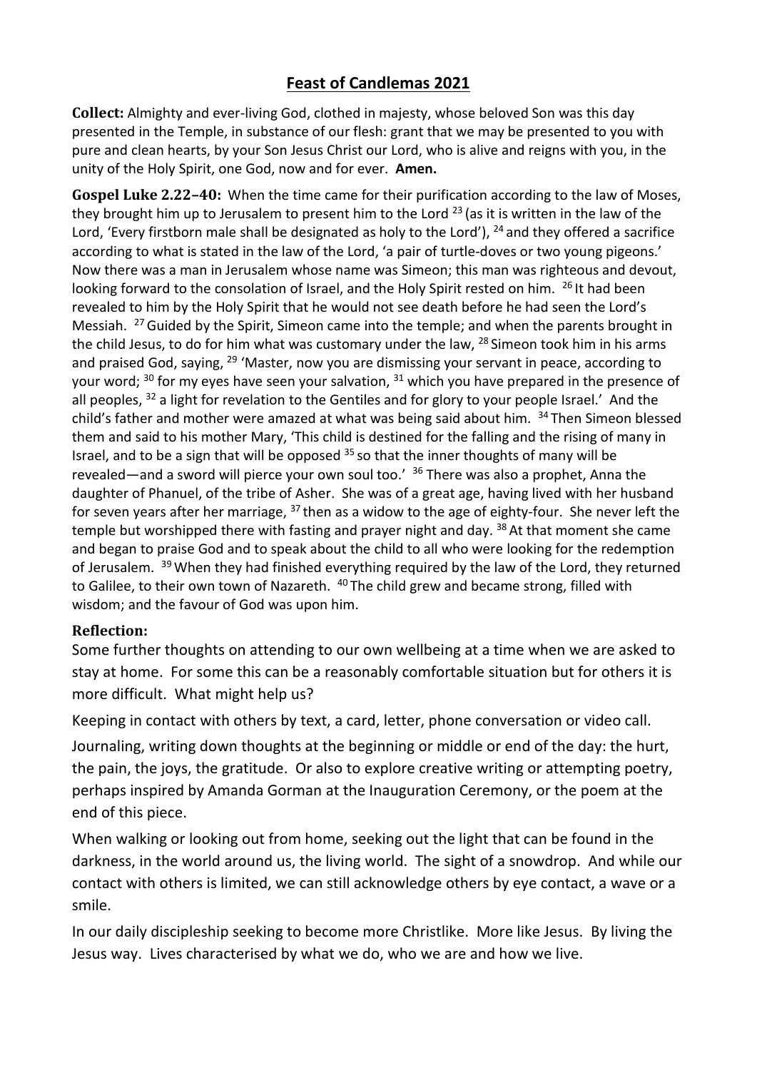# Feast of Candlemas 2021

**Collect:** Almighty and ever-living God, clothed in majesty, whose beloved Son was this day presented in the Temple, in substance of our flesh: grant that we may be presented to you with pure and clean hearts, by your Son Jesus Christ our Lord, who is alive and reigns with you, in the unity of the Holy Spirit, one God, now and for ever. **Amen.**

**Gospel Luke 2.22–40:** When the time came for their purification according to the law of Moses, they brought him up to Jerusalem to present him to the Lord [23] (as it is written in the law of the Lord, 'Every firstborn male shall be designated as holy to the Lord'), [24] and they offered a sacrifice according to what is stated in the law of the Lord, 'a pair of turtle-doves or two young pigeons.' Now there was a man in Jerusalem whose name was Simeon; this man was righteous and devout, looking forward to the consolation of Israel, and the Holy Spirit rested on him. [26] It had been revealed to him by the Holy Spirit that he would not see death before he had seen the Lord's Messiah. [27] Guided by the Spirit, Simeon came into the temple; and when the parents brought in the child Jesus, to do for him what was customary under the law, [28] Simeon took him in his arms and praised God, saying, [29] 'Master, now you are dismissing your servant in peace, according to your word; [30] for my eyes have seen your salvation, [31] which you have prepared in the presence of all peoples, [32] a light for revelation to the Gentiles and for glory to your people Israel.' And the child's father and mother were amazed at what was being said about him. [34] Then Simeon blessed them and said to his mother Mary, 'This child is destined for the falling and the rising of many in Israel, and to be a sign that will be opposed [35] so that the inner thoughts of many will be revealed—and a sword will pierce your own soul too.' [36] There was also a prophet, Anna the daughter of Phanuel, of the tribe of Asher. She was of a great age, having lived with her husband for seven years after her marriage, [37] then as a widow to the age of eighty-four. She never left the temple but worshipped there with fasting and prayer night and day. [38] At that moment she came and began to praise God and to speak about the child to all who were looking for the redemption of Jerusalem. [39] When they had finished everything required by the law of the Lord, they returned to Galilee, to their own town of Nazareth. [40] The child grew and became strong, filled with wisdom; and the favour of God was upon him.

### Reflection:

Some further thoughts on attending to our own wellbeing at a time when we are asked to stay at home. For some this can be a reasonably comfortable situation but for others it is more difficult. What might help us?

Keeping in contact with others by text, a card, letter, phone conversation or video call.

Journaling, writing down thoughts at the beginning or middle or end of the day: the hurt, the pain, the joys, the gratitude. Or also to explore creative writing or attempting poetry, perhaps inspired by Amanda Gorman at the Inauguration Ceremony, or the poem at the end of this piece.

When walking or looking out from home, seeking out the light that can be found in the darkness, in the world around us, the living world. The sight of a snowdrop. And while our contact with others is limited, we can still acknowledge others by eye contact, a wave or a smile.

In our daily discipleship seeking to become more Christlike. More like Jesus. By living the Jesus way. Lives characterised by what we do, who we are and how we live.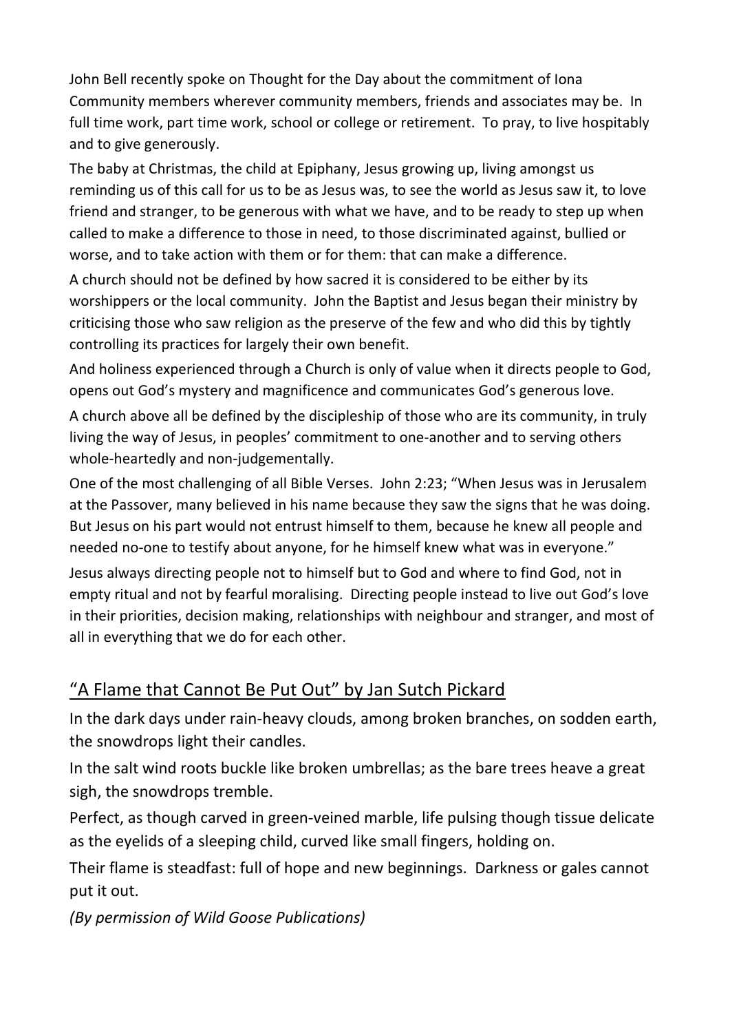John Bell recently spoke on Thought for the Day about the commitment of Iona Community members wherever community members, friends and associates may be. In full time work, part time work, school or college or retirement. To pray, to live hospitably and to give generously.

The baby at Christmas, the child at Epiphany, Jesus growing up, living amongst us reminding us of this call for us to be as Jesus was, to see the world as Jesus saw it, to love friend and stranger, to be generous with what we have, and to be ready to step up when called to make a difference to those in need, to those discriminated against, bullied or worse, and to take action with them or for them: that can make a difference.

A church should not be defined by how sacred it is considered to be either by its worshippers or the local community. John the Baptist and Jesus began their ministry by criticising those who saw religion as the preserve of the few and who did this by tightly controlling its practices for largely their own benefit.

And holiness experienced through a Church is only of value when it directs people to God, opens out God's mystery and magnificence and communicates God's generous love.

A church above all be defined by the discipleship of those who are its community, in truly living the way of Jesus, in peoples' commitment to one-another and to serving others whole-heartedly and non-judgementally.

One of the most challenging of all Bible Verses. John 2:23; "When Jesus was in Jerusalem at the Passover, many believed in his name because they saw the signs that he was doing. But Jesus on his part would not entrust himself to them, because he knew all people and needed no-one to testify about anyone, for he himself knew what was in everyone."

Jesus always directing people not to himself but to God and where to find God, not in empty ritual and not by fearful moralising. Directing people instead to live out God's love in their priorities, decision making, relationships with neighbour and stranger, and most of all in everything that we do for each other.

## "A Flame that Cannot Be Put Out" by Jan Sutch Pickard

In the dark days under rain-heavy clouds, among broken branches, on sodden earth, the snowdrops light their candles.

In the salt wind roots buckle like broken umbrellas; as the bare trees heave a great sigh, the snowdrops tremble.

Perfect, as though carved in green-veined marble, life pulsing though tissue delicate as the eyelids of a sleeping child, curved like small fingers, holding on.

Their flame is steadfast: full of hope and new beginnings. Darkness or gales cannot put it out.

*(By permission of Wild Goose Publications)*